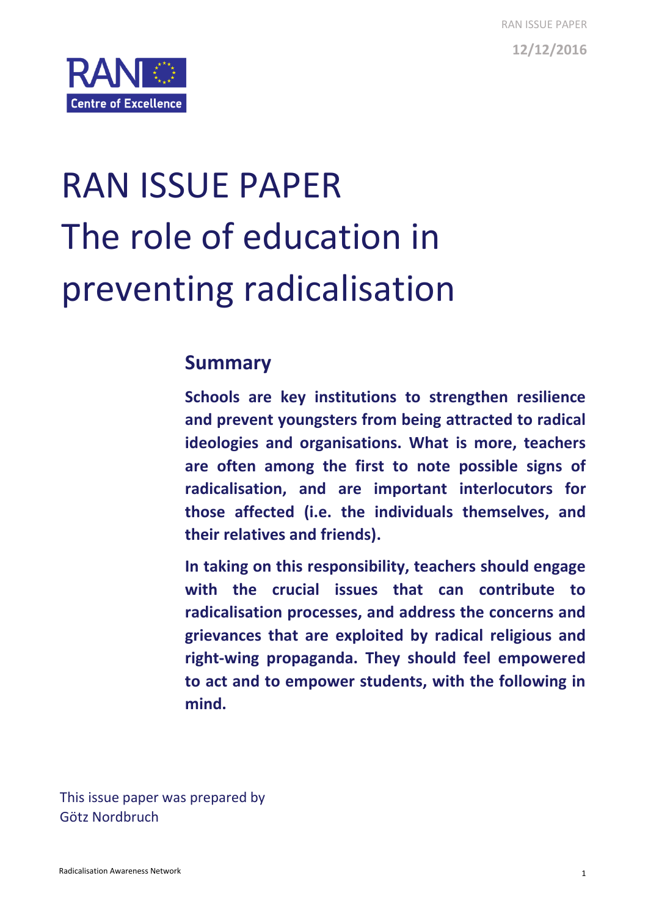RAN ISSUE PAPER

12/12/2016

RAN Centre of Excellence

# RAN ISSUE PAPER The role of education in preventing radicalisation

## Summary

**Schools are key institutions to strengthen resilience and prevent youngsters from being attracted to radical ideologies and organisations. What is more, teachers are often among the first to note possible signs of radicalisation, and are important interlocutors for those affected (i.e. the individuals themselves, and their relatives and friends).**

**In taking on this responsibility, teachers should engage with the crucial issues that can contribute to radicalisation processes, and address the concerns and grievances that are exploited by radical religious and right-wing propaganda. They should feel empowered to act and to empower students, with the following in mind.**

This issue paper was prepared by Götz Nordbruch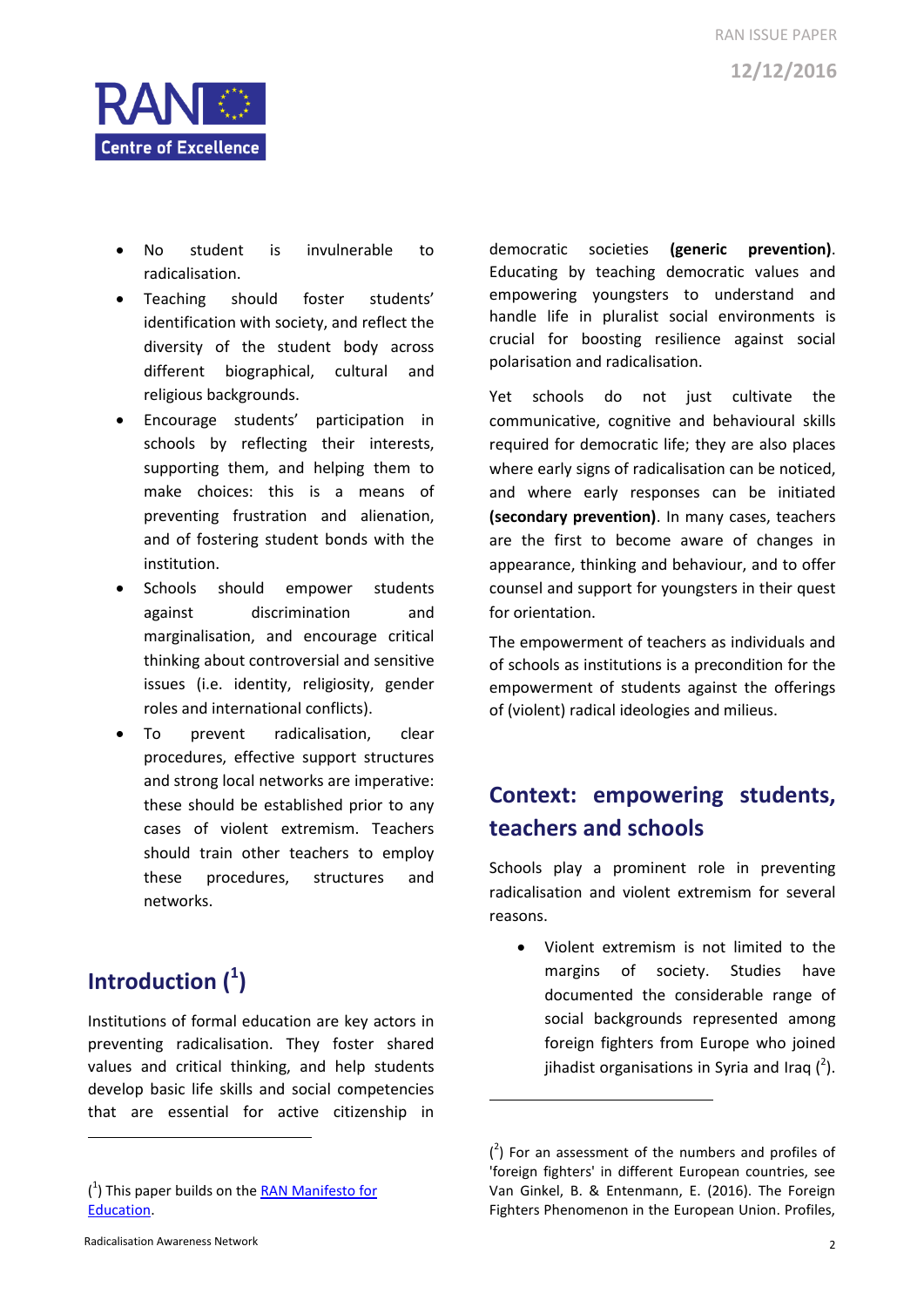- No student is invulnerable to radicalisation.
- Teaching should foster students' identification with society, and reflect the diversity of the student body across different biographical, cultural and religious backgrounds.
- Encourage students' participation in schools by reflecting their interests, supporting them, and helping them to make choices: this is a means of preventing frustration and alienation, and of fostering student bonds with the institution.
- Schools should empower students against discrimination and marginalisation, and encourage critical thinking about controversial and sensitive issues (i.e. identity, religiosity, gender roles and international conflicts).
- To prevent radicalisation, clear procedures, effective support structures and strong local networks are imperative: these should be established prior to any cases of violent extremism. Teachers should train other teachers to employ these procedures, structures and networks.

## Introduction ([1])

Institutions of formal education are key actors in preventing radicalisation. They foster shared values and critical thinking, and help students develop basic life skills and social competencies that are essential for active citizenship in democratic societies **(generic prevention)**. Educating by teaching democratic values and empowering youngsters to understand and handle life in pluralist social environments is crucial for boosting resilience against social polarisation and radicalisation.

Yet schools do not just cultivate the communicative, cognitive and behavioural skills required for democratic life; they are also places where early signs of radicalisation can be noticed, and where early responses can be initiated **(secondary prevention)**. In many cases, teachers are the first to become aware of changes in appearance, thinking and behaviour, and to offer counsel and support for youngsters in their quest for orientation.

The empowerment of teachers as individuals and of schools as institutions is a precondition for the empowerment of students against the offerings of (violent) radical ideologies and milieus.

## Context: empowering students, teachers and schools

Schools play a prominent role in preventing radicalisation and violent extremism for several reasons.

- Violent extremism is not limited to the margins of society. Studies have documented the considerable range of social backgrounds represented among foreign fighters from Europe who joined jihadist organisations in Syria and Iraq ([2]).

---

([1]) This paper builds on the [RAN Manifesto for Education](RAN Manifesto for Education).

([2]) For an assessment of the numbers and profiles of 'foreign fighters' in different European countries, see Van Ginkel, B. & Entenmann, E. (2016). The Foreign Fighters Phenomenon in the European Union. Profiles,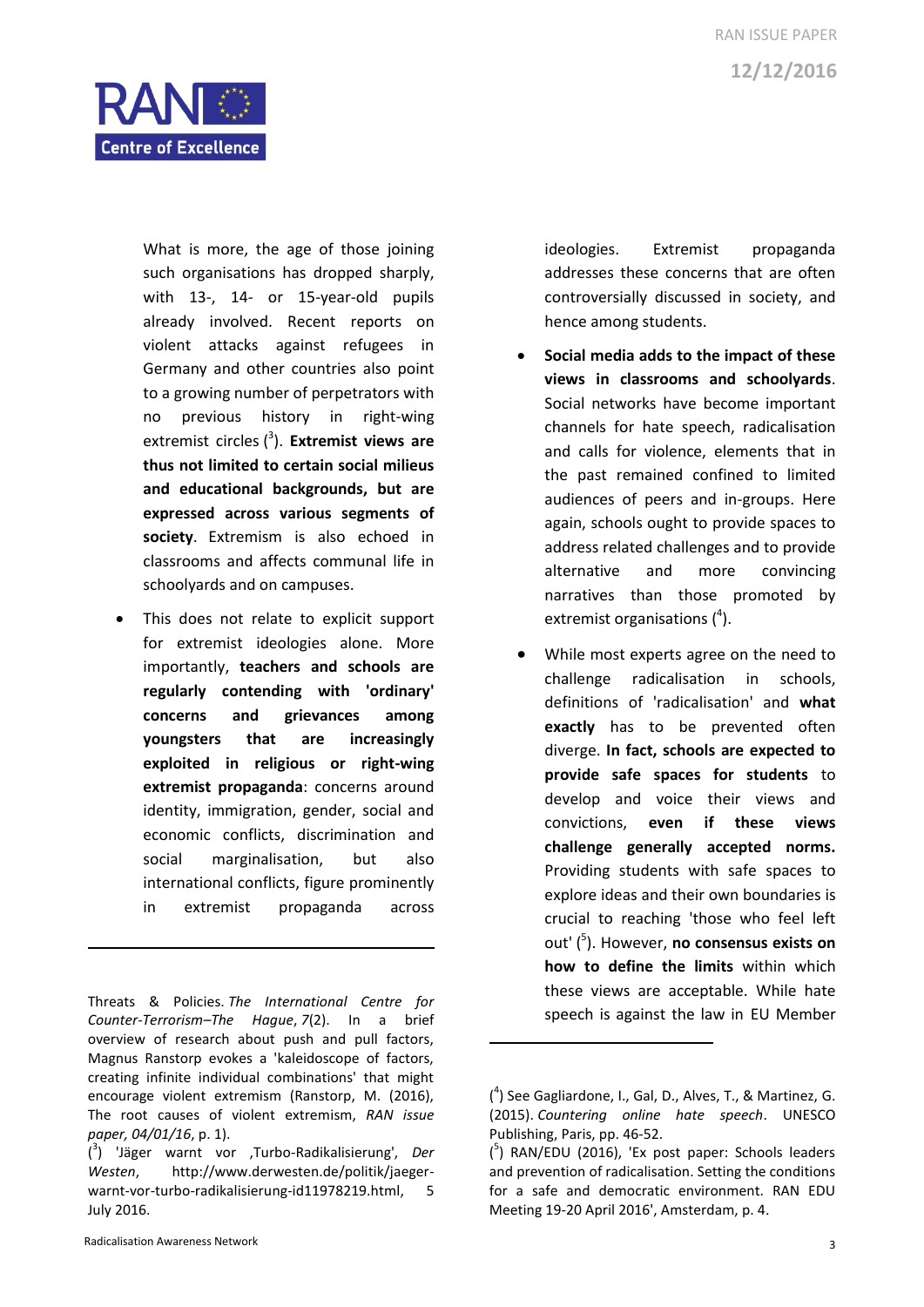What is more, the age of those joining such organisations has dropped sharply, with 13-, 14- or 15-year-old pupils already involved. Recent reports on violent attacks against refugees in Germany and other countries also point to a growing number of perpetrators with no previous history in right-wing extremist circles ([3]). **Extremist views are thus not limited to certain social milieus and educational backgrounds, but are expressed across various segments of society**. Extremism is also echoed in classrooms and affects communal life in schoolyards and on campuses.

- This does not relate to explicit support for extremist ideologies alone. More importantly, **teachers and schools are regularly contending with 'ordinary' concerns and grievances among youngsters that are increasingly exploited in religious or right-wing extremist propaganda**: concerns around identity, immigration, gender, social and economic conflicts, discrimination and social marginalisation, but also international conflicts, figure prominently in extremist propaganda across ideologies. Extremist propaganda addresses these concerns that are often controversially discussed in society, and hence among students.

- **Social media adds to the impact of these views in classrooms and schoolyards**. Social networks have become important channels for hate speech, radicalisation and calls for violence, elements that in the past remained confined to limited audiences of peers and in-groups. Here again, schools ought to provide spaces to address related challenges and to provide alternative and more convincing narratives than those promoted by extremist organisations ([4]).

- While most experts agree on the need to challenge radicalisation in schools, definitions of 'radicalisation' and **what exactly** has to be prevented often diverge. **In fact, schools are expected to provide safe spaces for students** to develop and voice their views and convictions, **even if these views challenge generally accepted norms.** Providing students with safe spaces to explore ideas and their own boundaries is crucial to reaching 'those who feel left out' ([5]). However, **no consensus exists on how to define the limits** within which these views are acceptable. While hate speech is against the law in EU Member

---

Threats & Policies. *The International Centre for Counter-Terrorism–The Hague*, *7*(2). In a brief overview of research about push and pull factors, Magnus Ranstorp evokes a 'kaleidoscope of factors, creating infinite individual combinations' that might encourage violent extremism (Ranstorp, M. (2016), The root causes of violent extremism, *RAN issue paper, 04/01/16*, p. 1).

([3]) 'Jäger warnt vor ‚Turbo-Radikalisierung', *Der Westen*, http://www.derwesten.de/politik/jaeger-warnt-vor-turbo-radikalisierung-id11978219.html, 5 July 2016.

([4]) See Gagliardone, I., Gal, D., Alves, T., & Martinez, G. (2015). *Countering online hate speech*. UNESCO Publishing, Paris, pp. 46-52.

([5]) RAN/EDU (2016), 'Ex post paper: Schools leaders and prevention of radicalisation. Setting the conditions for a safe and democratic environment. RAN EDU Meeting 19-20 April 2016', Amsterdam, p. 4.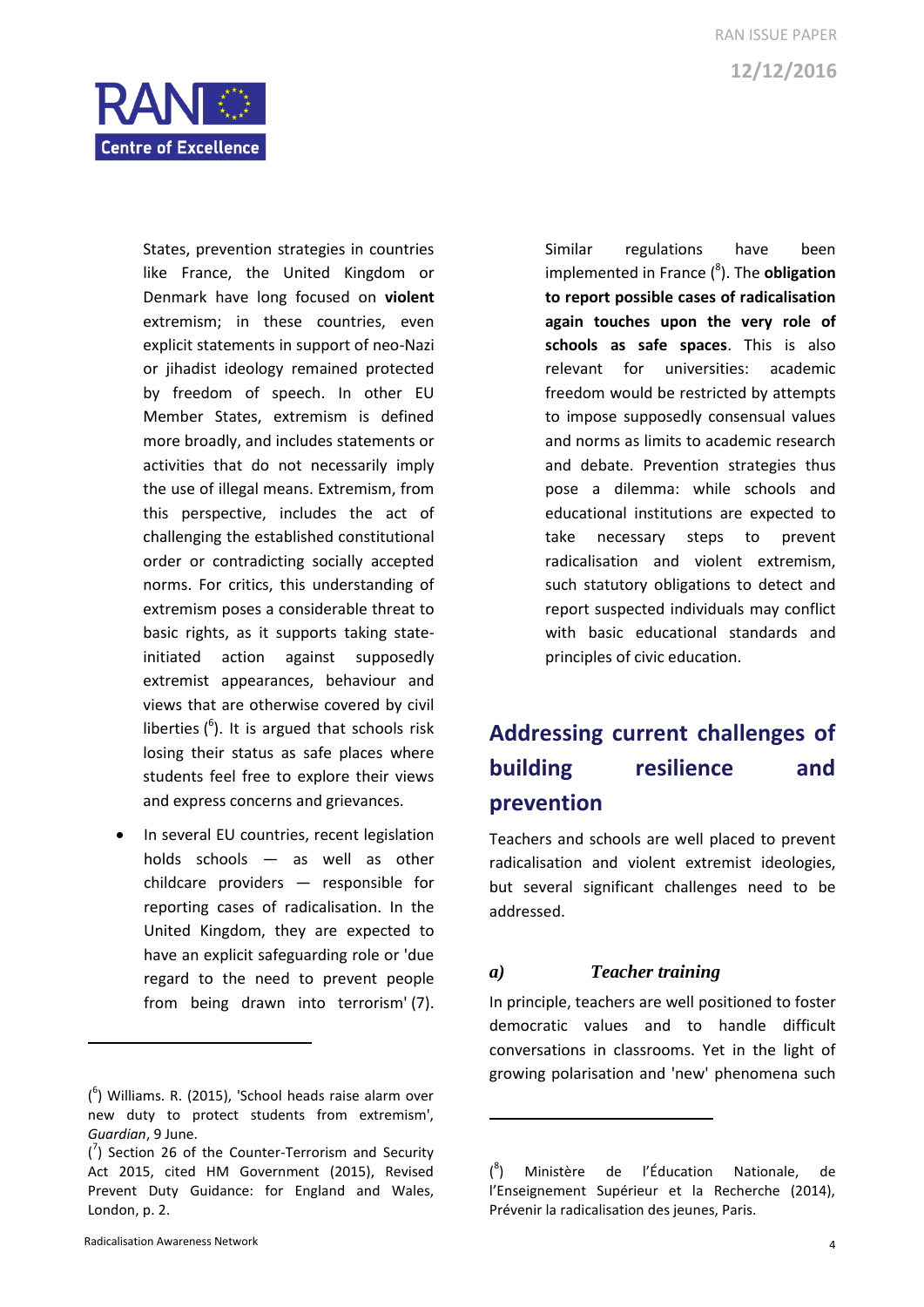States, prevention strategies in countries like France, the United Kingdom or Denmark have long focused on **violent** extremism; in these countries, even explicit statements in support of neo-Nazi or jihadist ideology remained protected by freedom of speech. In other EU Member States, extremism is defined more broadly, and includes statements or activities that do not necessarily imply the use of illegal means. Extremism, from this perspective, includes the act of challenging the established constitutional order or contradicting socially accepted norms. For critics, this understanding of extremism poses a considerable threat to basic rights, as it supports taking state-initiated action against supposedly extremist appearances, behaviour and views that are otherwise covered by civil liberties ([6]). It is argued that schools risk losing their status as safe places where students feel free to explore their views and express concerns and grievances.

- In several EU countries, recent legislation holds schools — as well as other childcare providers — responsible for reporting cases of radicalisation. In the United Kingdom, they are expected to have an explicit safeguarding role or 'due regard to the need to prevent people from being drawn into terrorism' (7).

Similar regulations have been implemented in France ([8]). The **obligation to report possible cases of radicalisation again touches upon the very role of schools as safe spaces**. This is also relevant for universities: academic freedom would be restricted by attempts to impose supposedly consensual values and norms as limits to academic research and debate. Prevention strategies thus pose a dilemma: while schools and educational institutions are expected to take necessary steps to prevent radicalisation and violent extremism, such statutory obligations to detect and report suspected individuals may conflict with basic educational standards and principles of civic education.

## Addressing current challenges of building resilience and prevention

Teachers and schools are well placed to prevent radicalisation and violent extremist ideologies, but several significant challenges need to be addressed.

### *a) Teacher training*

In principle, teachers are well positioned to foster democratic values and to handle difficult conversations in classrooms. Yet in the light of growing polarisation and 'new' phenomena such

---

([6]) Williams. R. (2015), 'School heads raise alarm over new duty to protect students from extremism', *Guardian*, 9 June.

([7]) Section 26 of the Counter-Terrorism and Security Act 2015, cited HM Government (2015), Revised Prevent Duty Guidance: for England and Wales, London, p. 2.

([8]) Ministère de l'Éducation Nationale, de l'Enseignement Supérieur et la Recherche (2014), Prévenir la radicalisation des jeunes, Paris.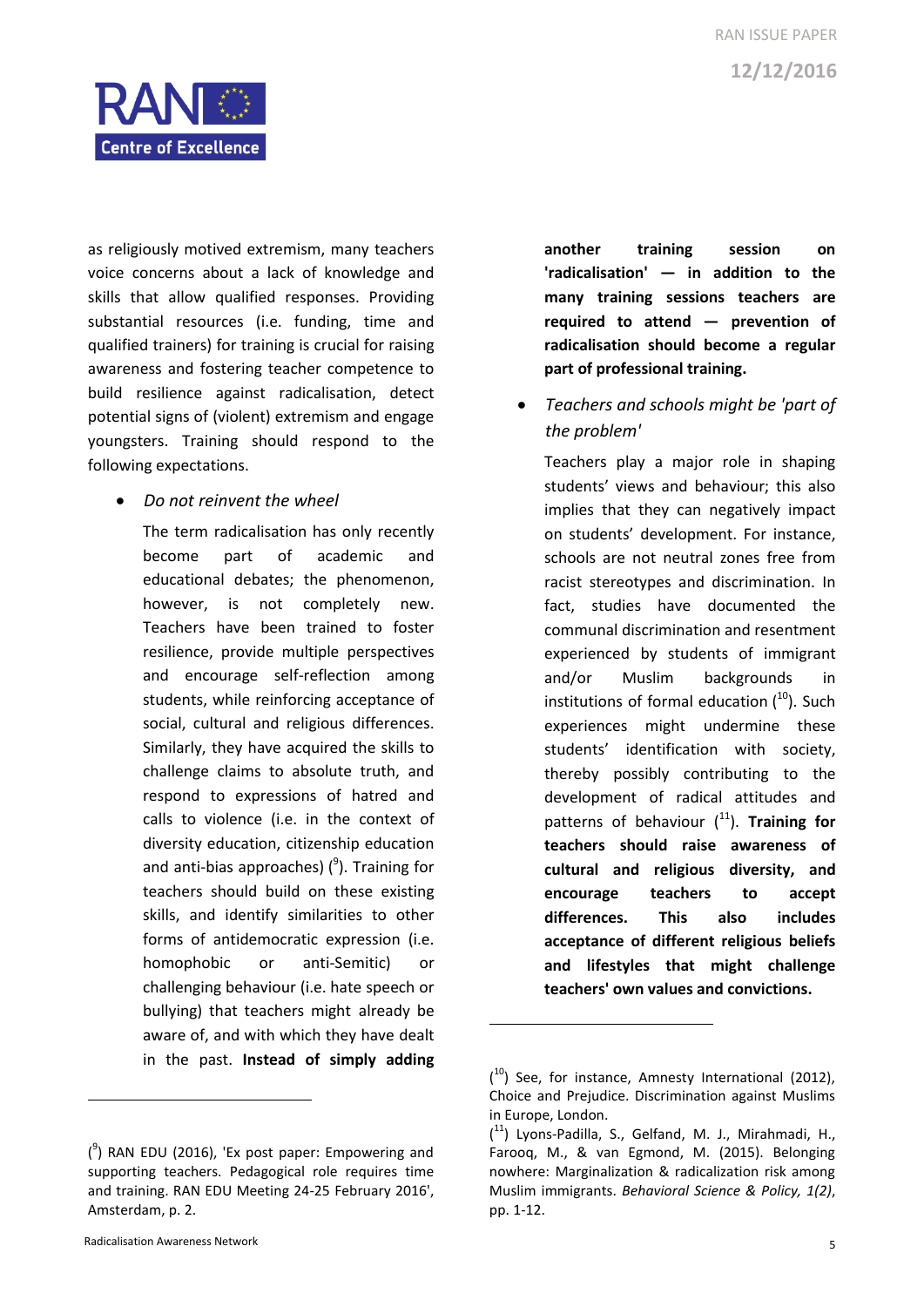as religiously motivated extremism, many teachers voice concerns about a lack of knowledge and skills that allow qualified responses. Providing substantial resources (i.e. funding, time and qualified trainers) for training is crucial for raising awareness and fostering teacher competence to build resilience against radicalisation, detect potential signs of (violent) extremism and engage youngsters. Training should respond to the following expectations.

- *Do not reinvent the wheel*

  The term radicalisation has only recently become part of academic and educational debates; the phenomenon, however, is not completely new. Teachers have been trained to foster resilience, provide multiple perspectives and encourage self-reflection among students, while reinforcing acceptance of social, cultural and religious differences. Similarly, they have acquired the skills to challenge claims to absolute truth, and respond to expressions of hatred and calls to violence (i.e. in the context of diversity education, citizenship education and anti-bias approaches) ([9]). Training for teachers should build on these existing skills, and identify similarities to other forms of antidemocratic expression (i.e. homophobic or anti-Semitic) or challenging behaviour (i.e. hate speech or bullying) that teachers might already be aware of, and with which they have dealt in the past. **Instead of simply adding another training session on 'radicalisation' — in addition to the many training sessions teachers are required to attend — prevention of radicalisation should become a regular part of professional training.**

- *Teachers and schools might be 'part of the problem'*

  Teachers play a major role in shaping students' views and behaviour; this also implies that they can negatively impact on students' development. For instance, schools are not neutral zones free from racist stereotypes and discrimination. In fact, studies have documented the communal discrimination and resentment experienced by students of immigrant and/or Muslim backgrounds in institutions of formal education ([10]). Such experiences might undermine these students' identification with society, thereby possibly contributing to the development of radical attitudes and patterns of behaviour ([11]). **Training for teachers should raise awareness of cultural and religious diversity, and encourage teachers to accept differences. This also includes acceptance of different religious beliefs and lifestyles that might challenge teachers' own values and convictions.**

---

([9]) RAN EDU (2016), 'Ex post paper: Empowering and supporting teachers. Pedagogical role requires time and training. RAN EDU Meeting 24-25 February 2016', Amsterdam, p. 2.

([10]) See, for instance, Amnesty International (2012), Choice and Prejudice. Discrimination against Muslims in Europe, London.

([11]) Lyons-Padilla, S., Gelfand, M. J., Mirahmadi, H., Farooq, M., & van Egmond, M. (2015). Belonging nowhere: Marginalization & radicalization risk among Muslim immigrants. *Behavioral Science & Policy, 1(2)*, pp. 1-12.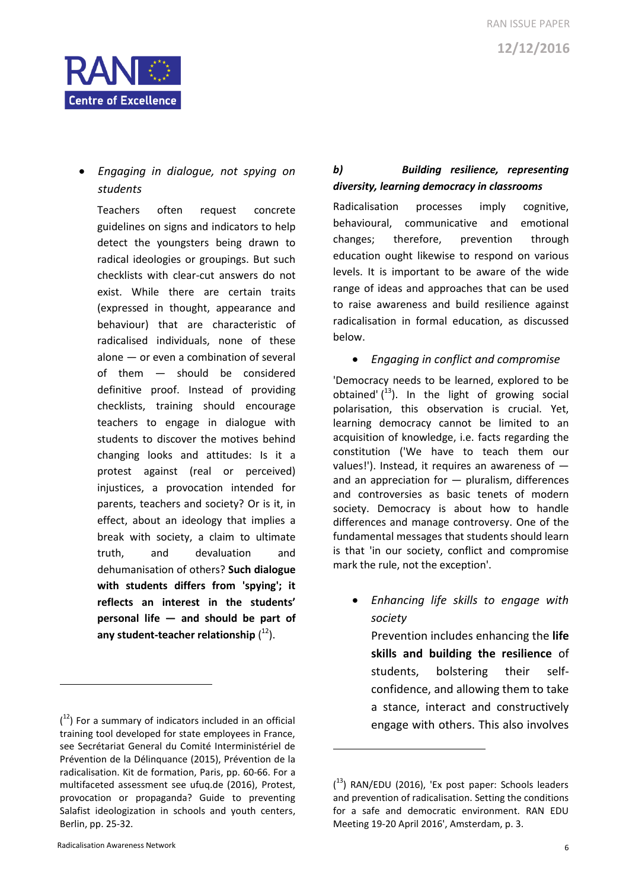- *Engaging in dialogue, not spying on students*

  Teachers often request concrete guidelines on signs and indicators to help detect the youngsters being drawn to radical ideologies or groupings. But such checklists with clear-cut answers do not exist. While there are certain traits (expressed in thought, appearance and behaviour) that are characteristic of radicalised individuals, none of these alone — or even a combination of several of them — should be considered definitive proof. Instead of providing checklists, training should encourage teachers to engage in dialogue with students to discover the motives behind changing looks and attitudes: Is it a protest against (real or perceived) injustices, a provocation intended for parents, teachers and society? Or is it, in effect, about an ideology that implies a break with society, a claim to ultimate truth, and devaluation and dehumanisation of others? **Such dialogue with students differs from 'spying'; it reflects an interest in the students' personal life — and should be part of any student-teacher relationship** ([12]).

### *b) Building resilience, representing diversity, learning democracy in classrooms*

Radicalisation processes imply cognitive, behavioural, communicative and emotional changes; therefore, prevention through education ought likewise to respond on various levels. It is important to be aware of the wide range of ideas and approaches that can be used to raise awareness and build resilience against radicalisation in formal education, as discussed below.

- *Engaging in conflict and compromise*

'Democracy needs to be learned, explored to be obtained' ([13]). In the light of growing social polarisation, this observation is crucial. Yet, learning democracy cannot be limited to an acquisition of knowledge, i.e. facts regarding the constitution ('We have to teach them our values!'). Instead, it requires an awareness of — and an appreciation for — pluralism, differences and controversies as basic tenets of modern society. Democracy is about how to handle differences and manage controversy. One of the fundamental messages that students should learn is that 'in our society, conflict and compromise mark the rule, not the exception'.

- *Enhancing life skills to engage with society*

  Prevention includes enhancing the **life skills and building the resilience** of students, bolstering their self-confidence, and allowing them to take a stance, interact and constructively engage with others. This also involves

---

([12]) For a summary of indicators included in an official training tool developed for state employees in France, see Secrétariat General du Comité Interministériel de Prévention de la Délinquance (2015), Prévention de la radicalisation. Kit de formation, Paris, pp. 60-66. For a multifaceted assessment see ufuq.de (2016), Protest, provocation or propaganda? Guide to preventing Salafist ideologization in schools and youth centers, Berlin, pp. 25-32.

([13]) RAN/EDU (2016), 'Ex post paper: Schools leaders and prevention of radicalisation. Setting the conditions for a safe and democratic environment. RAN EDU Meeting 19-20 April 2016', Amsterdam, p. 3.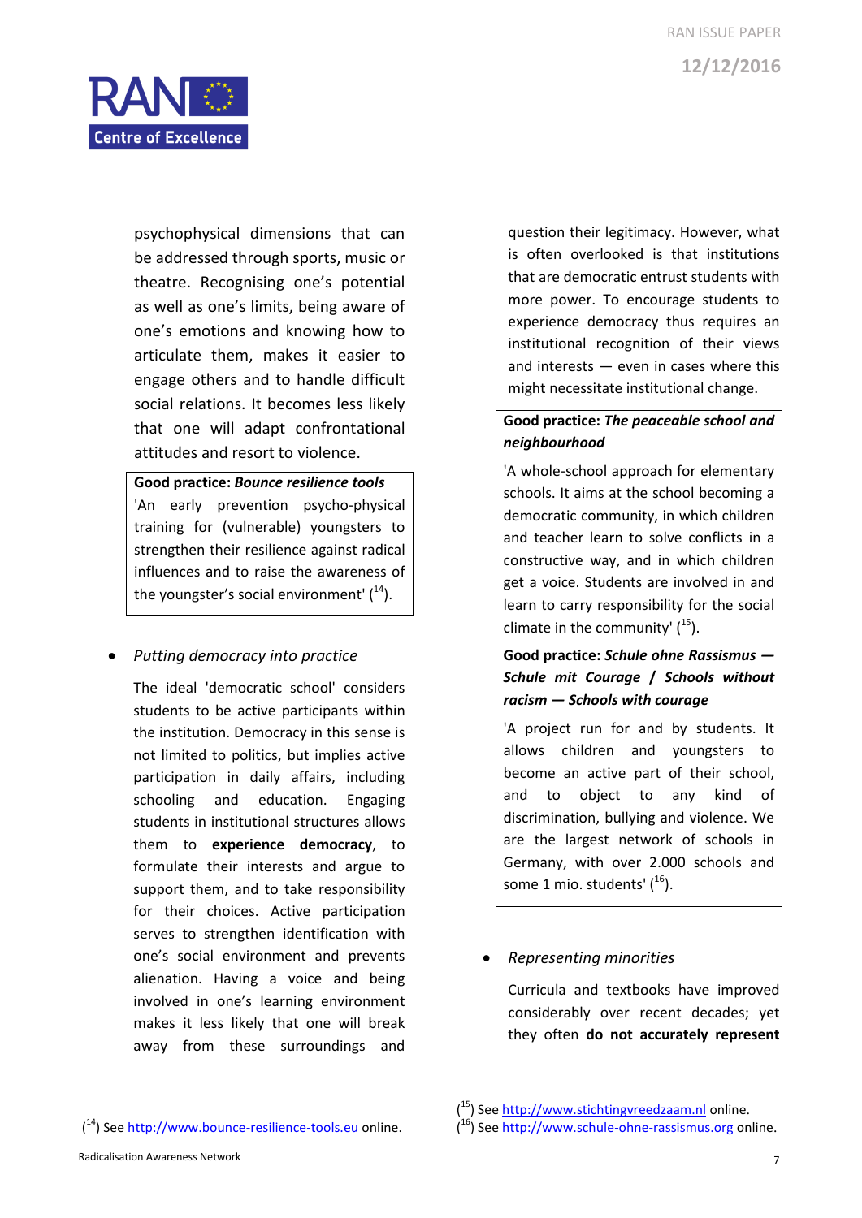psychophysical dimensions that can be addressed through sports, music or theatre. Recognising one's potential as well as one's limits, being aware of one's emotions and knowing how to articulate them, makes it easier to engage others and to handle difficult social relations. It becomes less likely that one will adapt confrontational attitudes and resort to violence.

> **Good practice:** ***Bounce resilience tools***
>
> 'An early prevention psycho-physical training for (vulnerable) youngsters to strengthen their resilience against radical influences and to raise the awareness of the youngster's social environment' ([14]).

- *Putting democracy into practice*

The ideal 'democratic school' considers students to be active participants within the institution. Democracy in this sense is not limited to politics, but implies active participation in daily affairs, including schooling and education. Engaging students in institutional structures allows them to **experience democracy**, to formulate their interests and argue to support them, and to take responsibility for their choices. Active participation serves to strengthen identification with one's social environment and prevents alienation. Having a voice and being involved in one's learning environment makes it less likely that one will break away from these surroundings and question their legitimacy. However, what is often overlooked is that institutions that are democratic entrust students with more power. To encourage students to experience democracy thus requires an institutional recognition of their views and interests — even in cases where this might necessitate institutional change.

> **Good practice:** ***The peaceable school and neighbourhood***
>
> 'A whole-school approach for elementary schools. It aims at the school becoming a democratic community, in which children and teacher learn to solve conflicts in a constructive way, and in which children get a voice. Students are involved in and learn to carry responsibility for the social climate in the community' ([15]).
>
> **Good practice:** ***Schule ohne Rassismus — Schule mit Courage / Schools without racism — Schools with courage***
>
> 'A project run for and by students. It allows children and youngsters to become an active part of their school, and to object to any kind of discrimination, bullying and violence. We are the largest network of schools in Germany, with over 2.000 schools and some 1 mio. students' ([16]).

- *Representing minorities*

Curricula and textbooks have improved considerably over recent decades; yet they often **do not accurately represent**

---

([14]) See http://www.bounce-resilience-tools.eu online.

([15]) See http://www.stichtingvreedzaam.nl online.

([16]) See http://www.schule-ohne-rassismus.org online.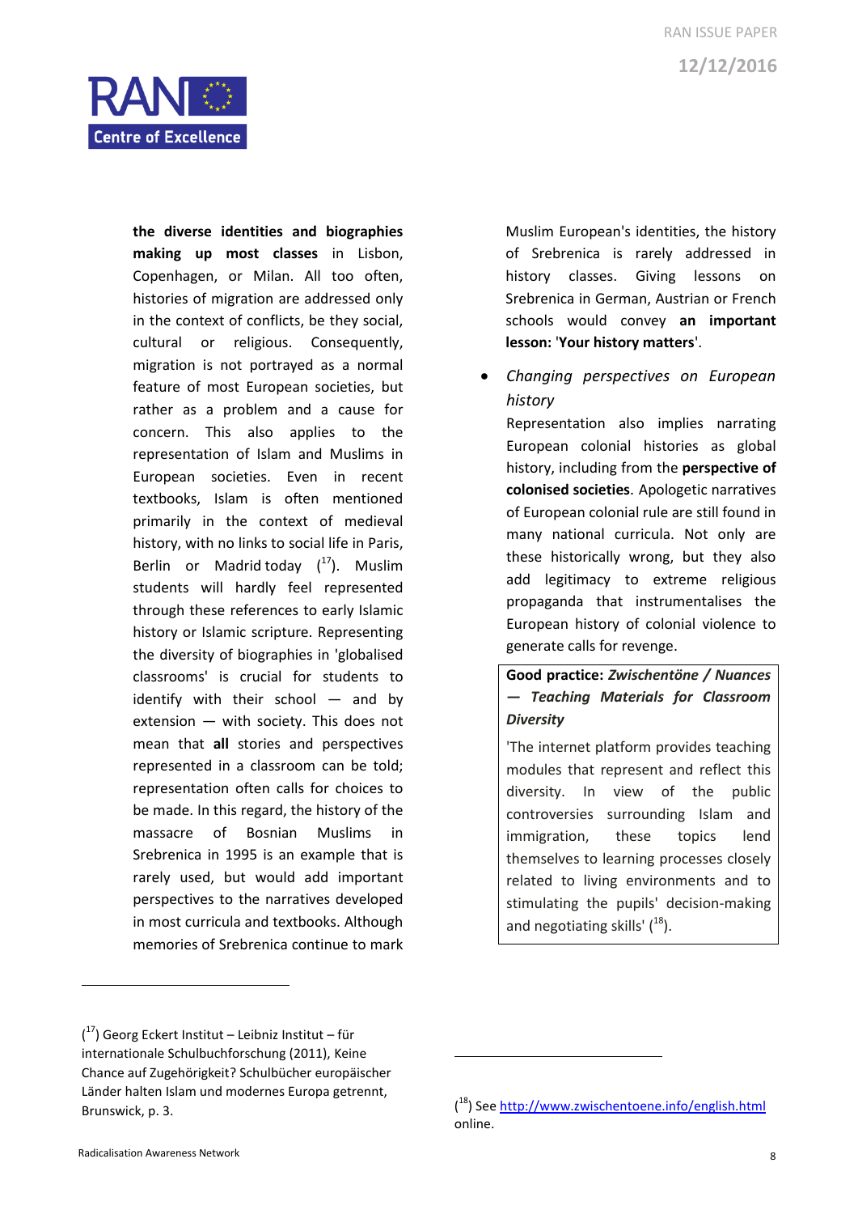**the diverse identities and biographies making up most classes** in Lisbon, Copenhagen, or Milan. All too often, histories of migration are addressed only in the context of conflicts, be they social, cultural or religious. Consequently, migration is not portrayed as a normal feature of most European societies, but rather as a problem and a cause for concern. This also applies to the representation of Islam and Muslims in European societies. Even in recent textbooks, Islam is often mentioned primarily in the context of medieval history, with no links to social life in Paris, Berlin or Madrid today ([17]). Muslim students will hardly feel represented through these references to early Islamic history or Islamic scripture. Representing the diversity of biographies in 'globalised classrooms' is crucial for students to identify with their school — and by extension — with society. This does not mean that **all** stories and perspectives represented in a classroom can be told; representation often calls for choices to be made. In this regard, the history of the massacre of Bosnian Muslims in Srebrenica in 1995 is an example that is rarely used, but would add important perspectives to the narratives developed in most curricula and textbooks. Although memories of Srebrenica continue to mark Muslim European's identities, the history of Srebrenica is rarely addressed in history classes. Giving lessons on Srebrenica in German, Austrian or French schools would convey **an important lesson: 'Your history matters'**.

- *Changing perspectives on European history*

  Representation also implies narrating European colonial histories as global history, including from the **perspective of colonised societies**. Apologetic narratives of European colonial rule are still found in many national curricula. Not only are these historically wrong, but they also add legitimacy to extreme religious propaganda that instrumentalises the European history of colonial violence to generate calls for revenge.

> **Good practice: *Zwischentöne / Nuances — Teaching Materials for Classroom Diversity***
>
> 'The internet platform provides teaching modules that represent and reflect this diversity. In view of the public controversies surrounding Islam and immigration, these topics lend themselves to learning processes closely related to living environments and to stimulating the pupils' decision-making and negotiating skills' ([18]).

---

([17]) Georg Eckert Institut – Leibniz Institut – für internationale Schulbuchforschung (2011), Keine Chance auf Zugehörigkeit? Schulbücher europäischer Länder halten Islam und modernes Europa getrennt, Brunswick, p. 3.

([18]) See [http://www.zwischentoene.info/english.html](http://www.zwischentoene.info/english.html) online.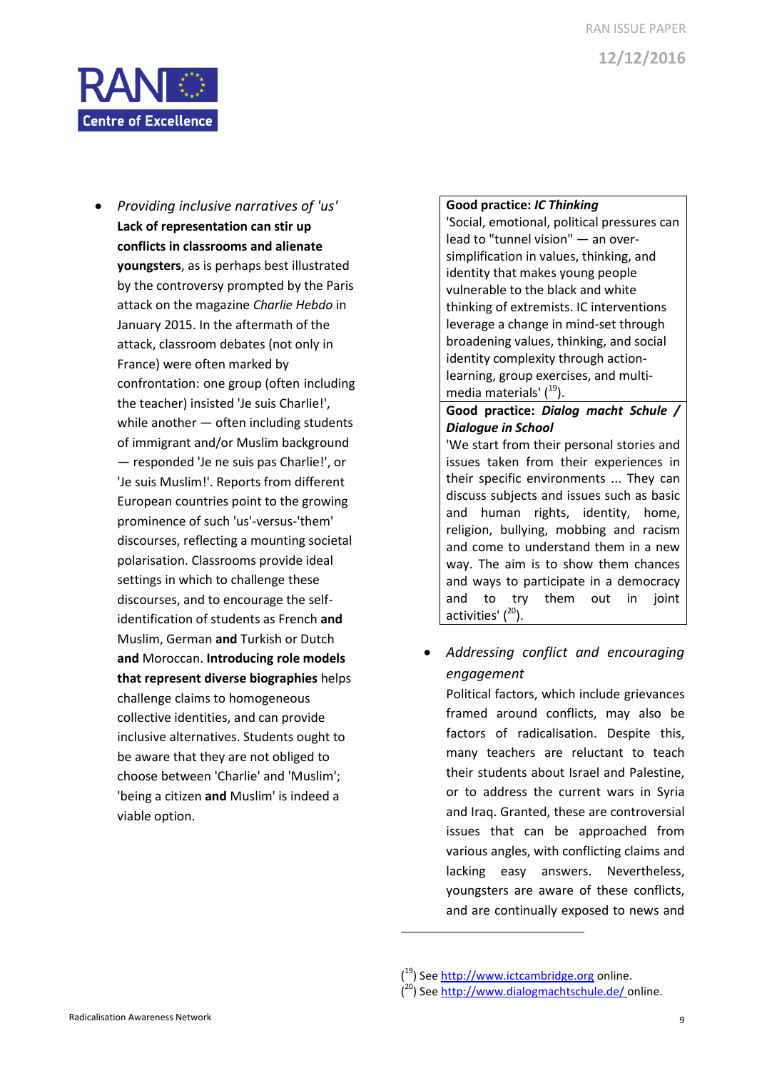- *Providing inclusive narratives of 'us'*
  **Lack of representation can stir up conflicts in classrooms and alienate youngsters**, as is perhaps best illustrated by the controversy prompted by the Paris attack on the magazine *Charlie Hebdo* in January 2015. In the aftermath of the attack, classroom debates (not only in France) were often marked by confrontation: one group (often including the teacher) insisted 'Je suis Charlie!', while another — often including students of immigrant and/or Muslim background — responded 'Je ne suis pas Charlie!', or 'Je suis Muslim!'. Reports from different European countries point to the growing prominence of such 'us'-versus-'them' discourses, reflecting a mounting societal polarisation. Classrooms provide ideal settings in which to challenge these discourses, and to encourage the self-identification of students as French **and** Muslim, German **and** Turkish or Dutch **and** Moroccan. **Introducing role models that represent diverse biographies** helps challenge claims to homogeneous collective identities, and can provide inclusive alternatives. Students ought to be aware that they are not obliged to choose between 'Charlie' and 'Muslim'; 'being a citizen **and** Muslim' is indeed a viable option.

| **Good practice: *IC Thinking*** |
|---|
| 'Social, emotional, political pressures can lead to "tunnel vision" — an over-simplification in values, thinking, and identity that makes young people vulnerable to the black and white thinking of extremists. IC interventions leverage a change in mind-set through broadening values, thinking, and social identity complexity through action-learning, group exercises, and multi-media materials' ([19]). |
| **Good practice: *Dialog macht Schule / Dialogue in School*** |
| 'We start from their personal stories and issues taken from their experiences in their specific environments ... They can discuss subjects and issues such as basic and human rights, identity, home, religion, bullying, mobbing and racism and come to understand them in a new way. The aim is to show them chances and ways to participate in a democracy and to try them out in joint activities' ([20]). |

- *Addressing conflict and encouraging engagement*
  Political factors, which include grievances framed around conflicts, may also be factors of radicalisation. Despite this, many teachers are reluctant to teach their students about Israel and Palestine, or to address the current wars in Syria and Iraq. Granted, these are controversial issues that can be approached from various angles, with conflicting claims and lacking easy answers. Nevertheless, youngsters are aware of these conflicts, and are continually exposed to news and

([19]) See http://www.ictcambridge.org online.
([20]) See http://www.dialogmachtschule.de/ online.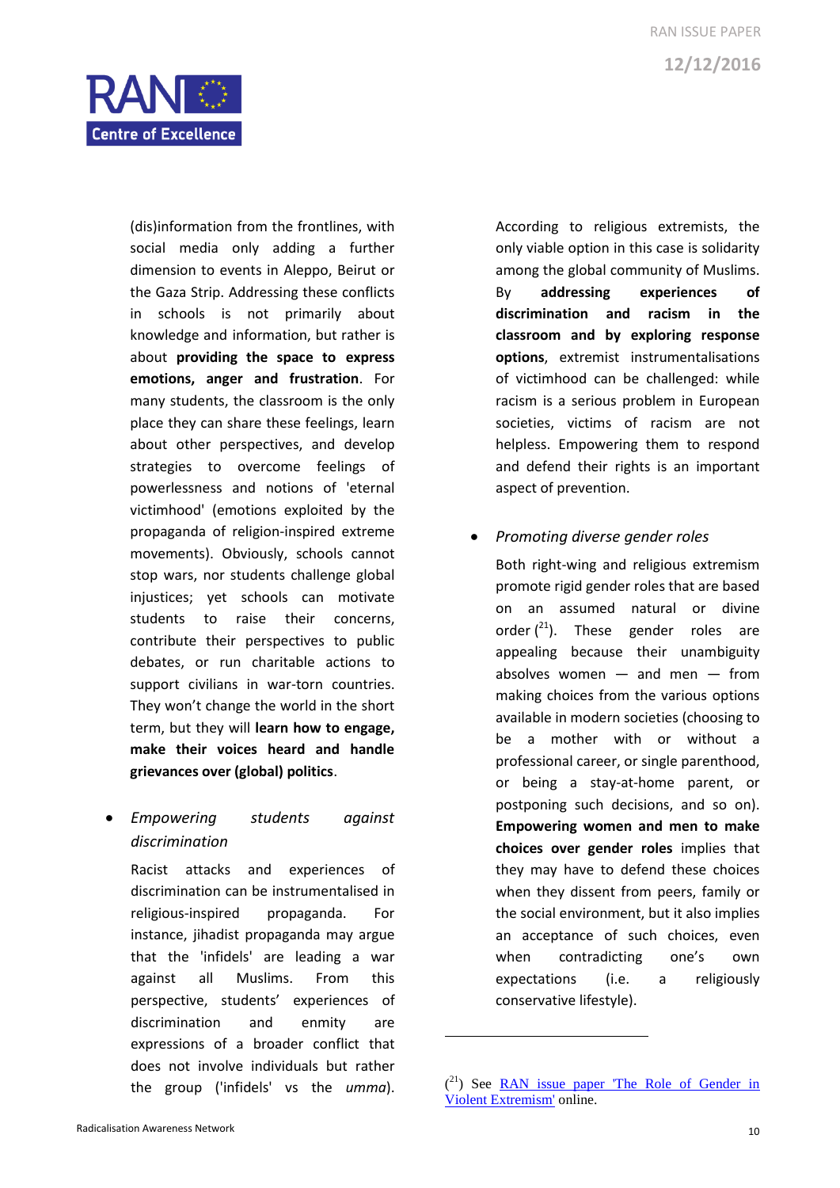(dis)information from the frontlines, with social media only adding a further dimension to events in Aleppo, Beirut or the Gaza Strip. Addressing these conflicts in schools is not primarily about knowledge and information, but rather is about **providing the space to express emotions, anger and frustration**. For many students, the classroom is the only place they can share these feelings, learn about other perspectives, and develop strategies to overcome feelings of powerlessness and notions of 'eternal victimhood' (emotions exploited by the propaganda of religion-inspired extreme movements). Obviously, schools cannot stop wars, nor students challenge global injustices; yet schools can motivate students to raise their concerns, contribute their perspectives to public debates, or run charitable actions to support civilians in war-torn countries. They won't change the world in the short term, but they will **learn how to engage, make their voices heard and handle grievances over (global) politics**.

- *Empowering students against discrimination*

  Racist attacks and experiences of discrimination can be instrumentalised in religious-inspired propaganda. For instance, jihadist propaganda may argue that the 'infidels' are leading a war against all Muslims. From this perspective, students' experiences of discrimination and enmity are expressions of a broader conflict that does not involve individuals but rather the group ('infidels' vs the *umma*). According to religious extremists, the only viable option in this case is solidarity among the global community of Muslims. By **addressing experiences of discrimination and racism in the classroom and by exploring response options**, extremist instrumentalisations of victimhood can be challenged: while racism is a serious problem in European societies, victims of racism are not helpless. Empowering them to respond and defend their rights is an important aspect of prevention.

- *Promoting diverse gender roles*

  Both right-wing and religious extremism promote rigid gender roles that are based on an assumed natural or divine order ([21]). These gender roles are appealing because their unambiguity absolves women — and men — from making choices from the various options available in modern societies (choosing to be a mother with or without a professional career, or single parenthood, or being a stay-at-home parent, or postponing such decisions, and so on). **Empowering women and men to make choices over gender roles** implies that they may have to defend these choices when they dissent from peers, family or the social environment, but it also implies an acceptance of such choices, even when contradicting one's own expectations (i.e. a religiously conservative lifestyle).

---

([21]) See RAN issue paper 'The Role of Gender in Violent Extremism' online.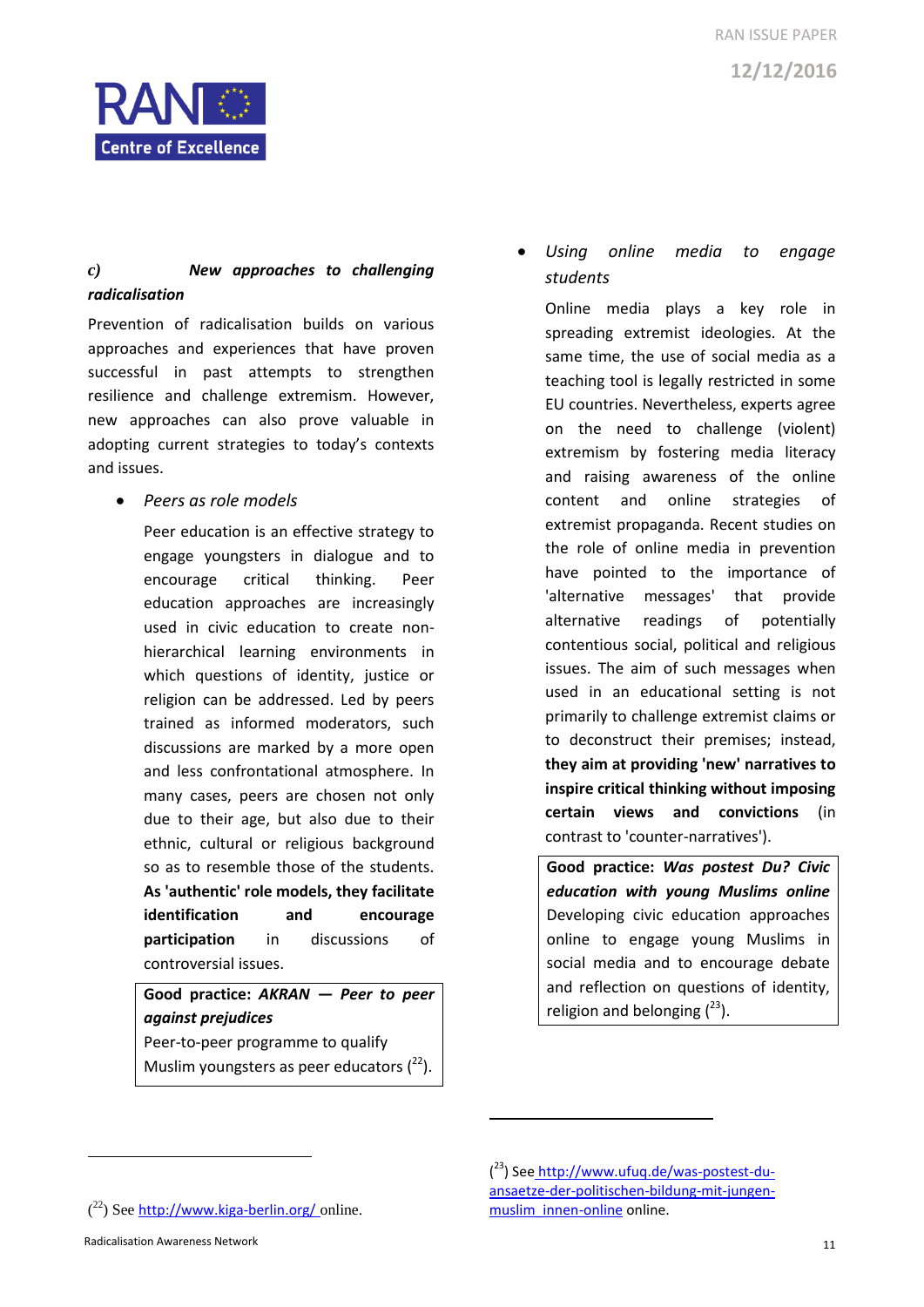### c) *New approaches to challenging radicalisation*

Prevention of radicalisation builds on various approaches and experiences that have proven successful in past attempts to strengthen resilience and challenge extremism. However, new approaches can also prove valuable in adopting current strategies to today's contexts and issues.

- *Peers as role models*

  Peer education is an effective strategy to engage youngsters in dialogue and to encourage critical thinking. Peer education approaches are increasingly used in civic education to create non-hierarchical learning environments in which questions of identity, justice or religion can be addressed. Led by peers trained as informed moderators, such discussions are marked by a more open and less confrontational atmosphere. In many cases, peers are chosen not only due to their age, but also due to their ethnic, cultural or religious background so as to resemble those of the students. **As 'authentic' role models, they facilitate identification and encourage participation** in discussions of controversial issues.

  > **Good practice: *AKRAN — Peer to peer against prejudices***
  > Peer-to-peer programme to qualify Muslim youngsters as peer educators ([22]).

- *Using online media to engage students*

  Online media plays a key role in spreading extremist ideologies. At the same time, the use of social media as a teaching tool is legally restricted in some EU countries. Nevertheless, experts agree on the need to challenge (violent) extremism by fostering media literacy and raising awareness of the online content and online strategies of extremist propaganda. Recent studies on the role of online media in prevention have pointed to the importance of 'alternative messages' that provide alternative readings of potentially contentious social, political and religious issues. The aim of such messages when used in an educational setting is not primarily to challenge extremist claims or to deconstruct their premises; instead, **they aim at providing 'new' narratives to inspire critical thinking without imposing certain views and convictions** (in contrast to 'counter-narratives').

  > **Good practice: *Was postest Du? Civic education with young Muslims online***
  > Developing civic education approaches online to engage young Muslims in social media and to encourage debate and reflection on questions of identity, religion and belonging ([23]).

---

([22]) See http://www.kiga-berlin.org/ online.

([23]) See http://www.ufuq.de/was-postest-du-ansaetze-der-politischen-bildung-mit-jungen-muslim_innen-online online.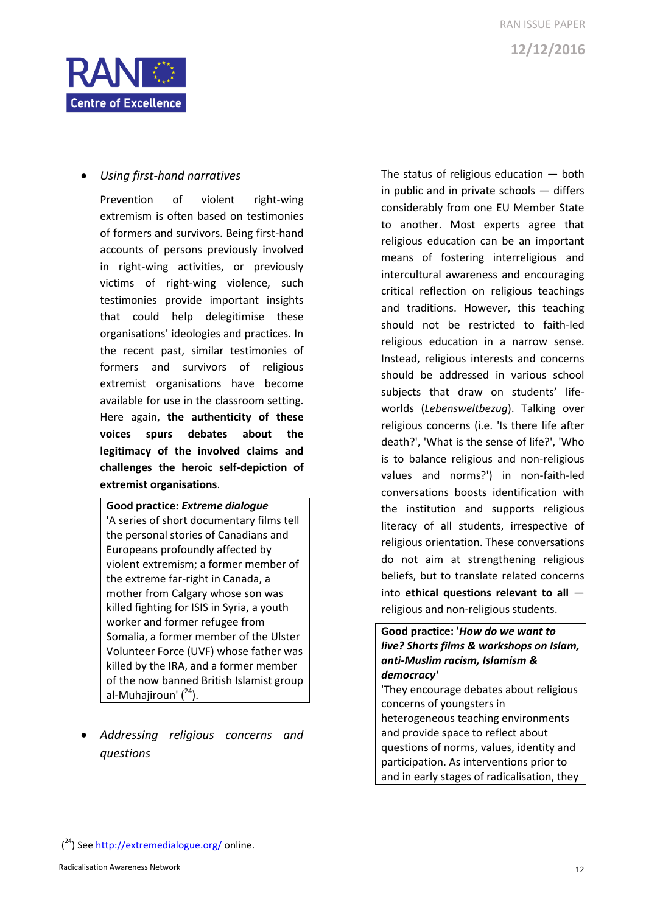- *Using first-hand narratives*

  Prevention of violent right-wing extremism is often based on testimonies of formers and survivors. Being first-hand accounts of persons previously involved in right-wing activities, or previously victims of right-wing violence, such testimonies provide important insights that could help delegitimise these organisations' ideologies and practices. In the recent past, similar testimonies of formers and survivors of religious extremist organisations have become available for use in the classroom setting. Here again, **the authenticity of these voices spurs debates about the legitimacy of the involved claims and challenges the heroic self-depiction of extremist organisations**.

  > **Good practice: *Extreme dialogue***
  > 'A series of short documentary films tell the personal stories of Canadians and Europeans profoundly affected by violent extremism; a former member of the extreme far-right in Canada, a mother from Calgary whose son was killed fighting for ISIS in Syria, a youth worker and former refugee from Somalia, a former member of the Ulster Volunteer Force (UVF) whose father was killed by the IRA, and a former member of the now banned British Islamist group al-Muhajiroun' ([24]).

- *Addressing religious concerns and questions*

  The status of religious education — both in public and in private schools — differs considerably from one EU Member State to another. Most experts agree that religious education can be an important means of fostering interreligious and intercultural awareness and encouraging critical reflection on religious teachings and traditions. However, this teaching should not be restricted to faith-led religious education in a narrow sense. Instead, religious interests and concerns should be addressed in various school subjects that draw on students' life-worlds (*Lebensweltbezug*). Talking over religious concerns (i.e. 'Is there life after death?', 'What is the sense of life?', 'Who is to balance religious and non-religious values and norms?') in non-faith-led conversations boosts identification with the institution and supports religious literacy of all students, irrespective of religious orientation. These conversations do not aim at strengthening religious beliefs, but to translate related concerns into **ethical questions relevant to all** — religious and non-religious students.

  > **Good practice: *'How do we want to live? Shorts films & workshops on Islam, anti-Muslim racism, Islamism & democracy'***
  > 'They encourage debates about religious concerns of youngsters in heterogeneous teaching environments and provide space to reflect about questions of norms, values, identity and participation. As interventions prior to and in early stages of radicalisation, they

---

([24]) See http://extremedialogue.org/ online.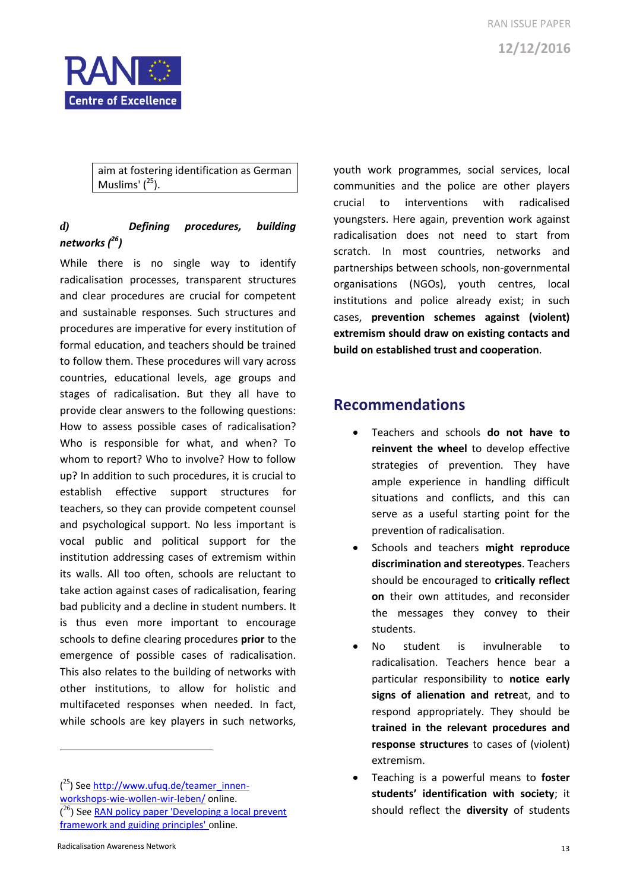aim at fostering identification as German Muslims' ([25]).

***d) Defining procedures, building networks ([26])***

While there is no single way to identify radicalisation processes, transparent structures and clear procedures are crucial for competent and sustainable responses. Such structures and procedures are imperative for every institution of formal education, and teachers should be trained to follow them. These procedures will vary across countries, educational levels, age groups and stages of radicalisation. But they all have to provide clear answers to the following questions: How to assess possible cases of radicalisation? Who is responsible for what, and when? To whom to report? Who to involve? How to follow up? In addition to such procedures, it is crucial to establish effective support structures for teachers, so they can provide competent counsel and psychological support. No less important is vocal public and political support for the institution addressing cases of extremism within its walls. All too often, schools are reluctant to take action against cases of radicalisation, fearing bad publicity and a decline in student numbers. It is thus even more important to encourage schools to define clearing procedures **prior** to the emergence of possible cases of radicalisation. This also relates to the building of networks with other institutions, to allow for holistic and multifaceted responses when needed. In fact, while schools are key players in such networks, youth work programmes, social services, local communities and the police are other players crucial to interventions with radicalised youngsters. Here again, prevention work against radicalisation does not need to start from scratch. In most countries, networks and partnerships between schools, non-governmental organisations (NGOs), youth centres, local institutions and police already exist; in such cases, **prevention schemes against (violent) extremism should draw on existing contacts and build on established trust and cooperation**.

## Recommendations

- Teachers and schools **do not have to reinvent the wheel** to develop effective strategies of prevention. They have ample experience in handling difficult situations and conflicts, and this can serve as a useful starting point for the prevention of radicalisation.
- Schools and teachers **might reproduce discrimination and stereotypes**. Teachers should be encouraged to **critically reflect on** their own attitudes, and reconsider the messages they convey to their students.
- No student is invulnerable to radicalisation. Teachers hence bear a particular responsibility to **notice early signs of alienation and retre**at, and to respond appropriately. They should be **trained in the relevant procedures and response structures** to cases of (violent) extremism.
- Teaching is a powerful means to **foster students' identification with society**; it should reflect the **diversity** of students

([25]) See http://www.ufuq.de/teamer_innen-workshops-wie-wollen-wir-leben/ online.
([26]) See RAN policy paper 'Developing a local prevent framework and guiding principles' online.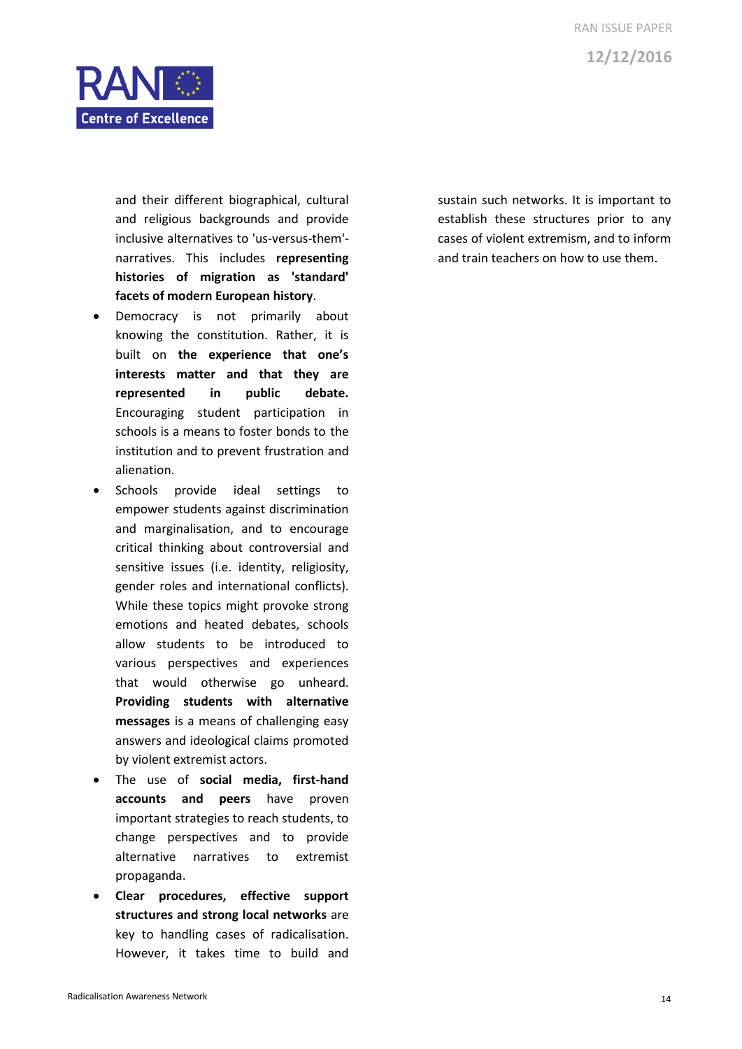and their different biographical, cultural and religious backgrounds and provide inclusive alternatives to 'us-versus-them'-narratives. This includes **representing histories of migration as 'standard' facets of modern European history**.

- Democracy is not primarily about knowing the constitution. Rather, it is built on **the experience that one's interests matter and that they are represented in public debate.** Encouraging student participation in schools is a means to foster bonds to the institution and to prevent frustration and alienation.
- Schools provide ideal settings to empower students against discrimination and marginalisation, and to encourage critical thinking about controversial and sensitive issues (i.e. identity, religiosity, gender roles and international conflicts). While these topics might provoke strong emotions and heated debates, schools allow students to be introduced to various perspectives and experiences that would otherwise go unheard. **Providing students with alternative messages** is a means of challenging easy answers and ideological claims promoted by violent extremist actors.
- The use of **social media, first-hand accounts and peers** have proven important strategies to reach students, to change perspectives and to provide alternative narratives to extremist propaganda.
- **Clear procedures, effective support structures and strong local networks** are key to handling cases of radicalisation. However, it takes time to build and sustain such networks. It is important to establish these structures prior to any cases of violent extremism, and to inform and train teachers on how to use them.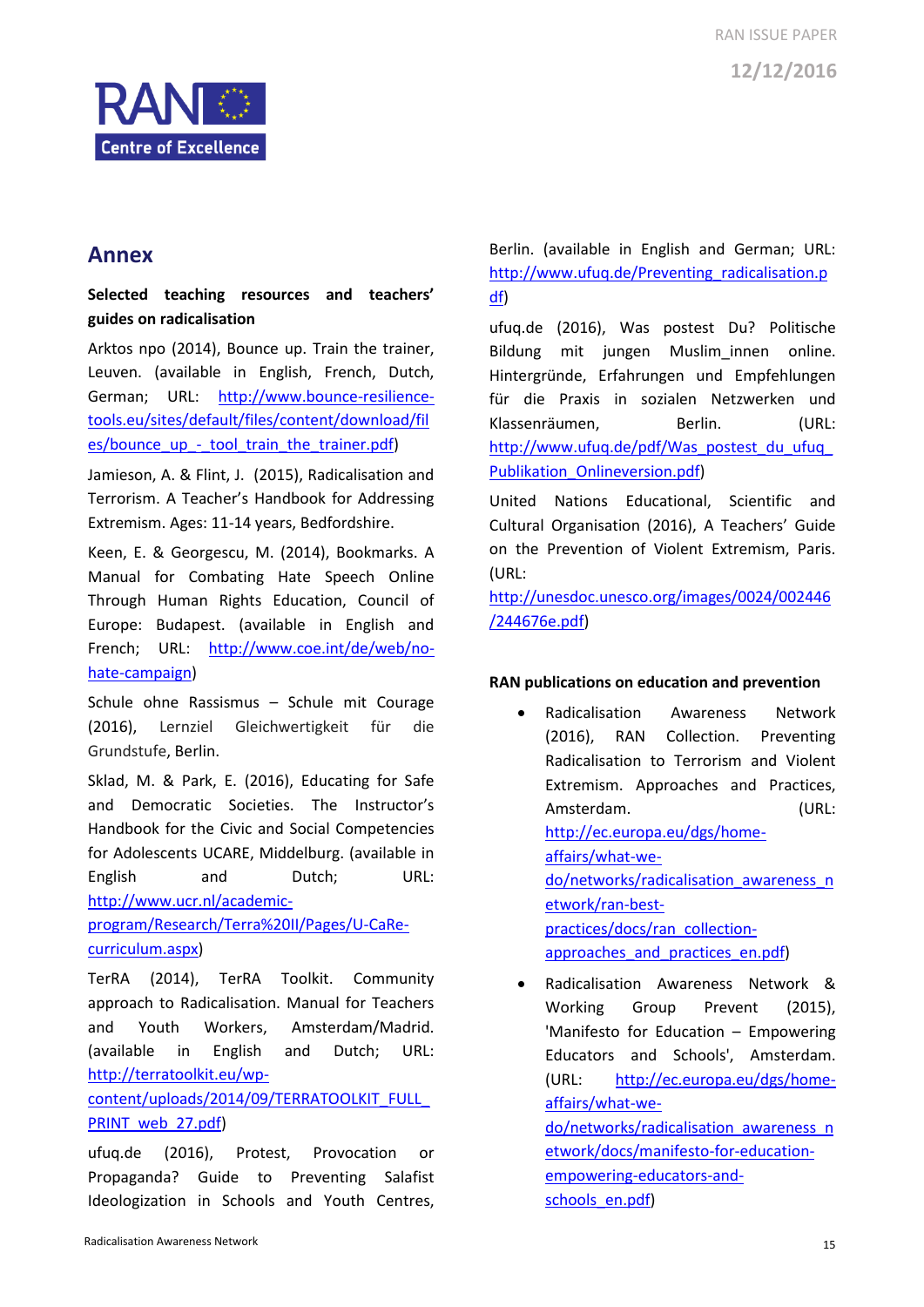## Annex

**Selected teaching resources and teachers' guides on radicalisation**

Arktos npo (2014), Bounce up. Train the trainer, Leuven. (available in English, French, Dutch, German; URL: http://www.bounce-resilience-tools.eu/sites/default/files/content/download/files/bounce_up_-_tool_train_the_trainer.pdf)

Jamieson, A. & Flint, J. (2015), Radicalisation and Terrorism. A Teacher's Handbook for Addressing Extremism. Ages: 11-14 years, Bedfordshire.

Keen, E. & Georgescu, M. (2014), Bookmarks. A Manual for Combating Hate Speech Online Through Human Rights Education, Council of Europe: Budapest. (available in English and French; URL: http://www.coe.int/de/web/no-hate-campaign)

Schule ohne Rassismus – Schule mit Courage (2016), Lernziel Gleichwertigkeit für die Grundstufe, Berlin.

Sklad, M. & Park, E. (2016), Educating for Safe and Democratic Societies. The Instructor's Handbook for the Civic and Social Competencies for Adolescents UCARE, Middelburg. (available in English and Dutch; URL: http://www.ucr.nl/academic-program/Research/Terra%20II/Pages/U-CaRe-curriculum.aspx)

TerRA (2014), TerRA Toolkit. Community approach to Radicalisation. Manual for Teachers and Youth Workers, Amsterdam/Madrid. (available in English and Dutch; URL: http://terratoolkit.eu/wp-content/uploads/2014/09/TERRATOOLKIT_FULL_PRINT_web_27.pdf)

ufuq.de (2016), Protest, Provocation or Propaganda? Guide to Preventing Salafist Ideologization in Schools and Youth Centres, Berlin. (available in English and German; URL: http://www.ufuq.de/Preventing_radicalisation.pdf)

ufuq.de (2016), Was postest Du? Politische Bildung mit jungen Muslim_innen online. Hintergründe, Erfahrungen und Empfehlungen für die Praxis in sozialen Netzwerken und Klassenräumen, Berlin. (URL: http://www.ufuq.de/pdf/Was_postest_du_ufuq_Publikation_Onlineversion.pdf)

United Nations Educational, Scientific and Cultural Organisation (2016), A Teachers' Guide on the Prevention of Violent Extremism, Paris. (URL: http://unesdoc.unesco.org/images/0024/002446/244676e.pdf)

**RAN publications on education and prevention**

- Radicalisation Awareness Network (2016), RAN Collection. Preventing Radicalisation to Terrorism and Violent Extremism. Approaches and Practices, Amsterdam. (URL: http://ec.europa.eu/dgs/home-affairs/what-we-do/networks/radicalisation_awareness_network/ran-best-practices/docs/ran_collection-approaches_and_practices_en.pdf)
- Radicalisation Awareness Network & Working Group Prevent (2015), 'Manifesto for Education – Empowering Educators and Schools', Amsterdam. (URL: http://ec.europa.eu/dgs/home-affairs/what-we-do/networks/radicalisation_awareness_network/docs/manifesto-for-education-empowering-educators-and-schools_en.pdf)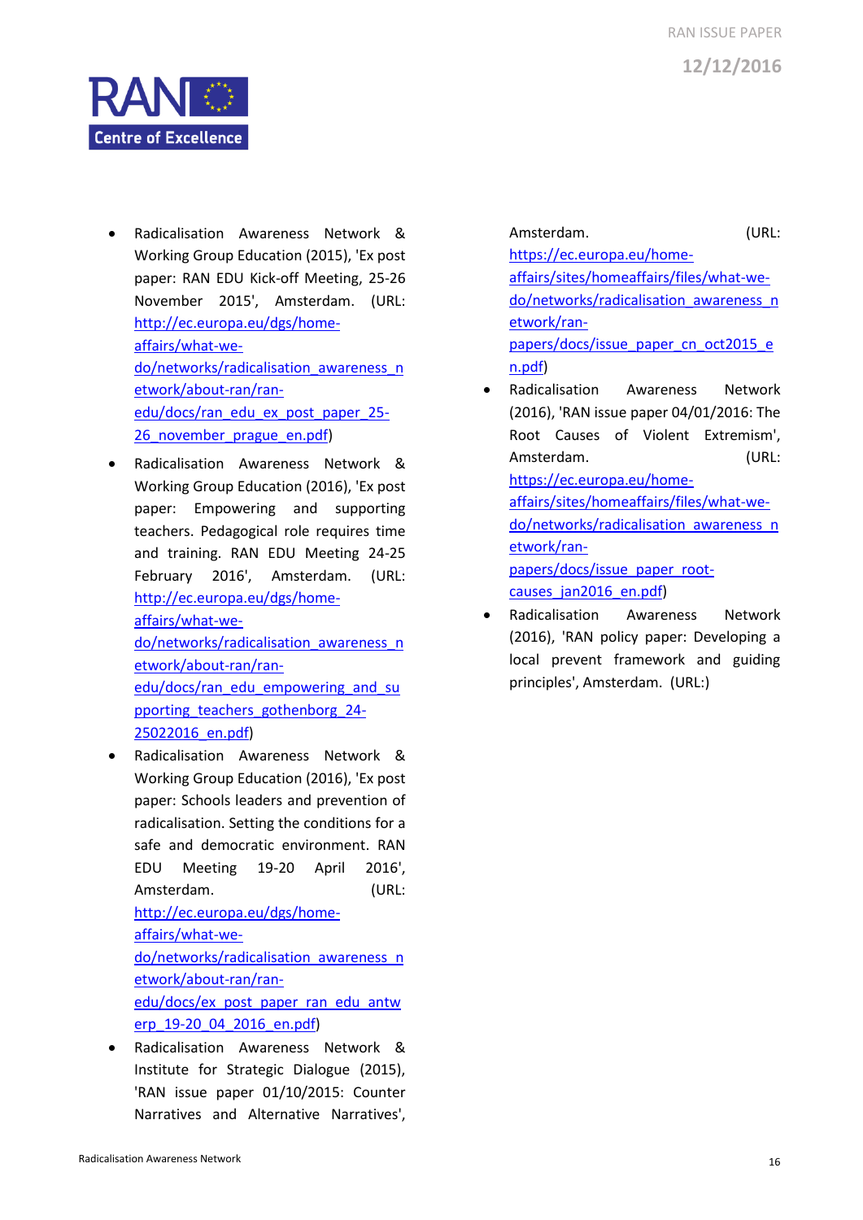- Radicalisation Awareness Network & Working Group Education (2015), 'Ex post paper: RAN EDU Kick-off Meeting, 25-26 November 2015', Amsterdam. (URL: http://ec.europa.eu/dgs/home-affairs/what-we-do/networks/radicalisation_awareness_network/about-ran/ran-edu/docs/ran_edu_ex_post_paper_25-26_november_prague_en.pdf)
- Radicalisation Awareness Network & Working Group Education (2016), 'Ex post paper: Empowering and supporting teachers. Pedagogical role requires time and training. RAN EDU Meeting 24-25 February 2016', Amsterdam. (URL: http://ec.europa.eu/dgs/home-affairs/what-we-do/networks/radicalisation_awareness_network/about-ran/ran-edu/docs/ran_edu_empowering_and_supporting_teachers_gothenborg_24-25022016_en.pdf)
- Radicalisation Awareness Network & Working Group Education (2016), 'Ex post paper: Schools leaders and prevention of radicalisation. Setting the conditions for a safe and democratic environment. RAN EDU Meeting 19-20 April 2016', Amsterdam. (URL: http://ec.europa.eu/dgs/home-affairs/what-we-do/networks/radicalisation_awareness_network/about-ran/ran-edu/docs/ex_post_paper_ran_edu_antwerp_19-20_04_2016_en.pdf)
- Radicalisation Awareness Network & Institute for Strategic Dialogue (2015), 'RAN issue paper 01/10/2015: Counter Narratives and Alternative Narratives', Amsterdam. (URL: https://ec.europa.eu/home-affairs/sites/homeaffairs/files/what-we-do/networks/radicalisation_awareness_network/ran-papers/docs/issue_paper_cn_oct2015_en.pdf)
- Radicalisation Awareness Network (2016), 'RAN issue paper 04/01/2016: The Root Causes of Violent Extremism', Amsterdam. (URL: https://ec.europa.eu/home-affairs/sites/homeaffairs/files/what-we-do/networks/radicalisation_awareness_network/ran-papers/docs/issue_paper_root-causes_jan2016_en.pdf)
- Radicalisation Awareness Network (2016), 'RAN policy paper: Developing a local prevent framework and guiding principles', Amsterdam. (URL:)